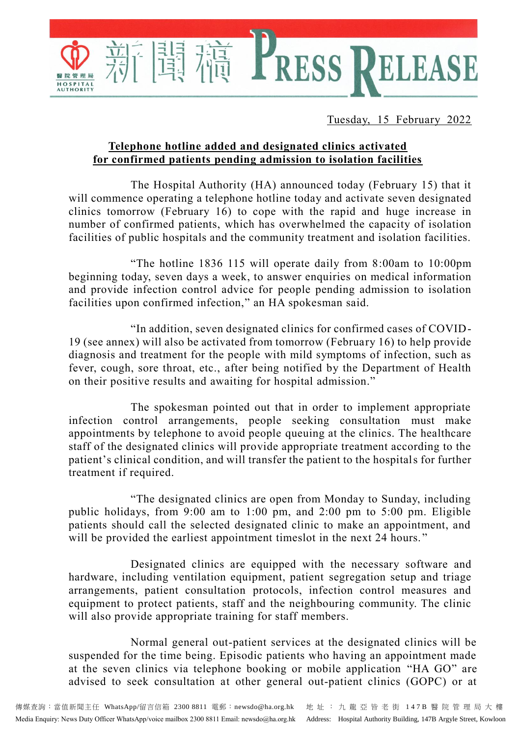Tuesday, 15 February 2022

**Telephone hotline added and designated clinics activated for confirmed patients pending admission to isolation facilities**

The Hospital Authority (HA) announced today (February 15) that it will commence operating a telephone hotline today and activate seven designated clinics tomorrow (February 16) to cope with the rapid and huge increase in number of confirmed patients, which has overwhelmed the capacity of isolation facilities of public hospitals and the community treatment and isolation facilities.

"The hotline 1836 115 will operate daily from 8:00am to 10:00pm beginning today, seven days a week, to answer enquiries on medical information and provide infection control advice for people pending admission to isolation facilities upon confirmed infection," an HA spokesman said.

"In addition, seven designated clinics for confirmed cases of COVID-19 (see annex) will also be activated from tomorrow (February 16) to help provide diagnosis and treatment for the people with mild symptoms of infection, such as fever, cough, sore throat, etc., after being notified by the Department of Health on their positive results and awaiting for hospital admission."

The spokesman pointed out that in order to implement appropriate infection control arrangements, people seeking consultation must make appointments by telephone to avoid people queuing at the clinics. The healthcare staff of the designated clinics will provide appropriate treatment according to the patient's clinical condition, and will transfer the patient to the hospitals for further treatment if required.

"The designated clinics are open from Monday to Sunday, including public holidays, from 9:00 am to 1:00 pm, and 2:00 pm to 5:00 pm. Eligible patients should call the selected designated clinic to make an appointment, and will be provided the earliest appointment timeslot in the next 24 hours."

Designated clinics are equipped with the necessary software and hardware, including ventilation equipment, patient segregation setup and triage arrangements, patient consultation protocols, infection control measures and equipment to protect patients, staff and the neighbouring community. The clinic will also provide appropriate training for staff members.

Normal general out-patient services at the designated clinics will be suspended for the time being. Episodic patients who having an appointment made at the seven clinics via telephone booking or mobile application "HA GO" are advised to seek consultation at other general out-patient clinics (GOPC) or at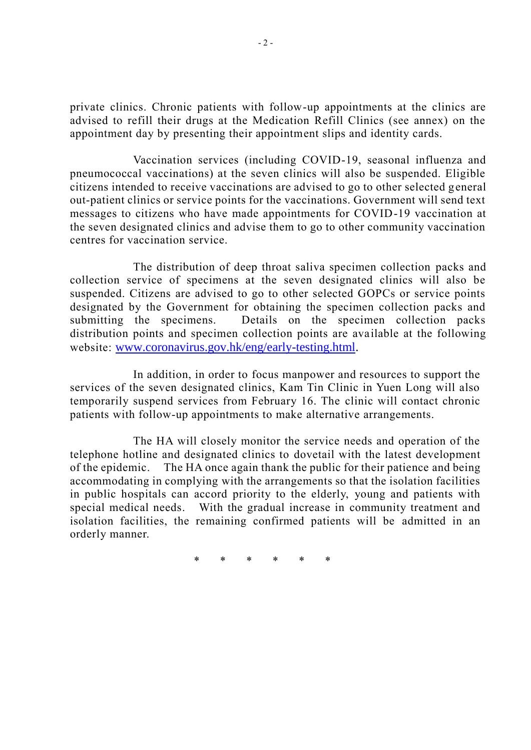private clinics. Chronic patients with follow-up appointments at the clinics are advised to refill their drugs at the Medication Refill Clinics (see annex) on the appointment day by presenting their appointment slips and identity cards.

Vaccination services (including COVID-19, seasonal influenza and pneumococcal vaccinations) at the seven clinics will also be suspended. Eligible citizens intended to receive vaccinations are advised to go to other selected general out-patient clinics or service points for the vaccinations. Government will send text messages to citizens who have made appointments for COVID-19 vaccination at the seven designated clinics and advise them to go to other community vaccination centres for vaccination service.

The distribution of deep throat saliva specimen collection packs and collection service of specimens at the seven designated clinics will also be suspended. Citizens are advised to go to other selected GOPCs or service points designated by the Government for obtaining the specimen collection packs and submitting the specimens. Details on the specimen collection packs distribution points and specimen collection points are available at the following website: [www.coronavirus.gov.hk/eng/early-testing.html](www.coronavirus.gov.hk/eng/early-testing.html).

In addition, in order to focus manpower and resources to support the services of the seven designated clinics, Kam Tin Clinic in Yuen Long will also temporarily suspend services from February 16. The clinic will contact chronic patients with follow-up appointments to make alternative arrangements.

The HA will closely monitor the service needs and operation of the telephone hotline and designated clinics to dovetail with the latest development of the epidemic. The HA once again thank the public for their patience and being accommodating in complying with the arrangements so that the isolation facilities in public hospitals can accord priority to the elderly, young and patients with special medical needs. With the gradual increase in community treatment and isolation facilities, the remaining confirmed patients will be admitted in an orderly manner.

\* \* \* \* \* \*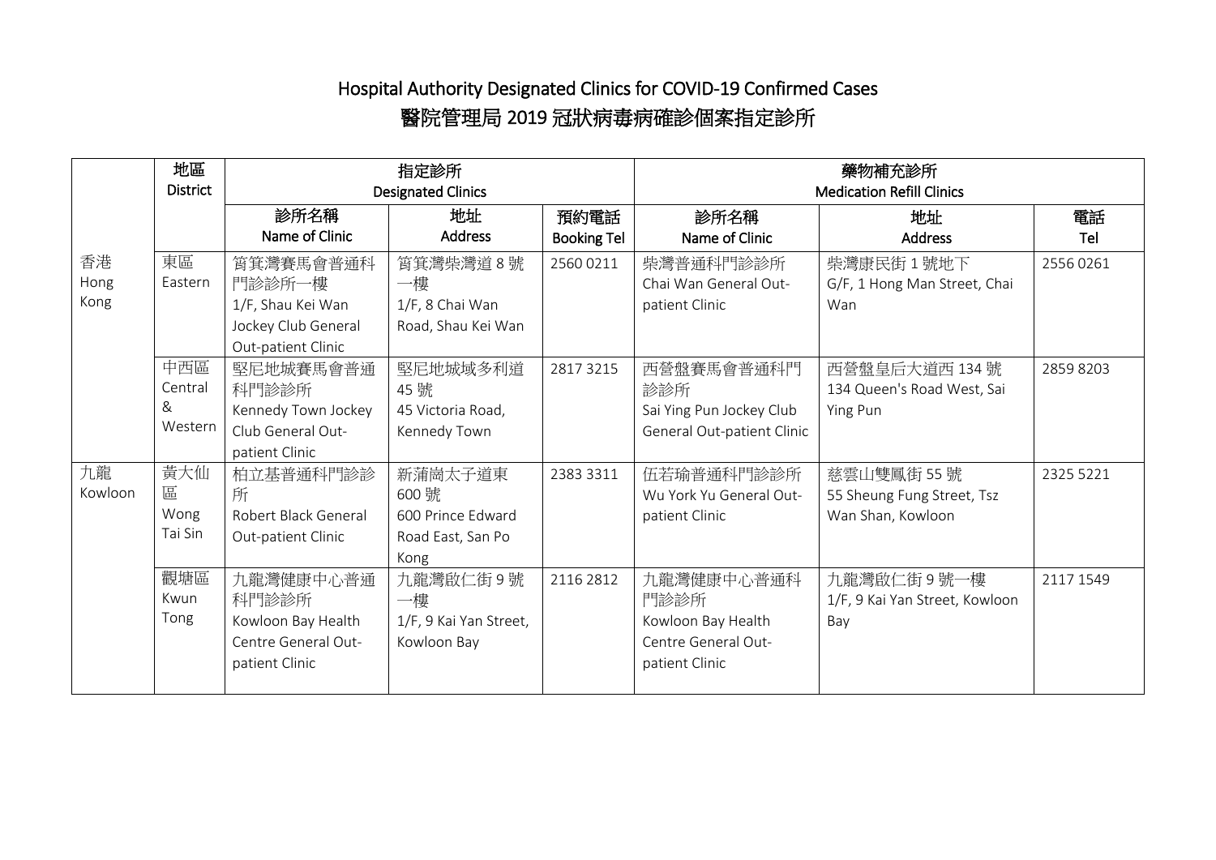# Hospital Authority Designated Clinics for COVID-19 Confirmed Cases

# 醫院管理局 2019 冠狀病毒病確診個案指定診所

| | 地區 District | 指定診所 Designated Clinics | | | 藥物補充診所 Medication Refill Clinics | | |
|---|---|---|---|---|---|---|---|
| | | 診所名稱 Name of Clinic | 地址 Address | 預約電話 Booking Tel | 診所名稱 Name of Clinic | 地址 Address | 電話 Tel |
| 香港 Hong Kong | 東區 Eastern | 筲箕灣賽馬會普通科門診診所一樓 1/F, Shau Kei Wan Jockey Club General Out-patient Clinic | 筲箕灣柴灣道 8 號一樓 1/F, 8 Chai Wan Road, Shau Kei Wan | 2560 0211 | 柴灣普通科門診診所 Chai Wan General Out-patient Clinic | 柴灣康民街 1 號地下 G/F, 1 Hong Man Street, Chai Wan | 2556 0261 |
| | 中西區 Central & Western | 堅尼地城賽馬會普通科門診診所 Kennedy Town Jockey Club General Out-patient Clinic | 堅尼地城域多利道 45 號 45 Victoria Road, Kennedy Town | 2817 3215 | 西營盤賽馬會普通科門診診所 Sai Ying Pun Jockey Club General Out-patient Clinic | 西營盤皇后大道西 134 號 134 Queen's Road West, Sai Ying Pun | 2859 8203 |
| 九龍 Kowloon | 黃大仙區 Wong Tai Sin | 柏立基普通科門診診所 Robert Black General Out-patient Clinic | 新蒲崗太子道東 600 號 600 Prince Edward Road East, San Po Kong | 2383 3311 | 伍若瑜普通科門診診所 Wu York Yu General Out-patient Clinic | 慈雲山雙鳳街 55 號 55 Sheung Fung Street, Tsz Wan Shan, Kowloon | 2325 5221 |
| | 觀塘區 Kwun Tong | 九龍灣健康中心普通科門診診所 Kowloon Bay Health Centre General Out-patient Clinic | 九龍灣啟仁街 9 號一樓 1/F, 9 Kai Yan Street, Kowloon Bay | 2116 2812 | 九龍灣健康中心普通科門診診所 Kowloon Bay Health Centre General Out-patient Clinic | 九龍灣啟仁街 9 號一樓 1/F, 9 Kai Yan Street, Kowloon Bay | 2117 1549 |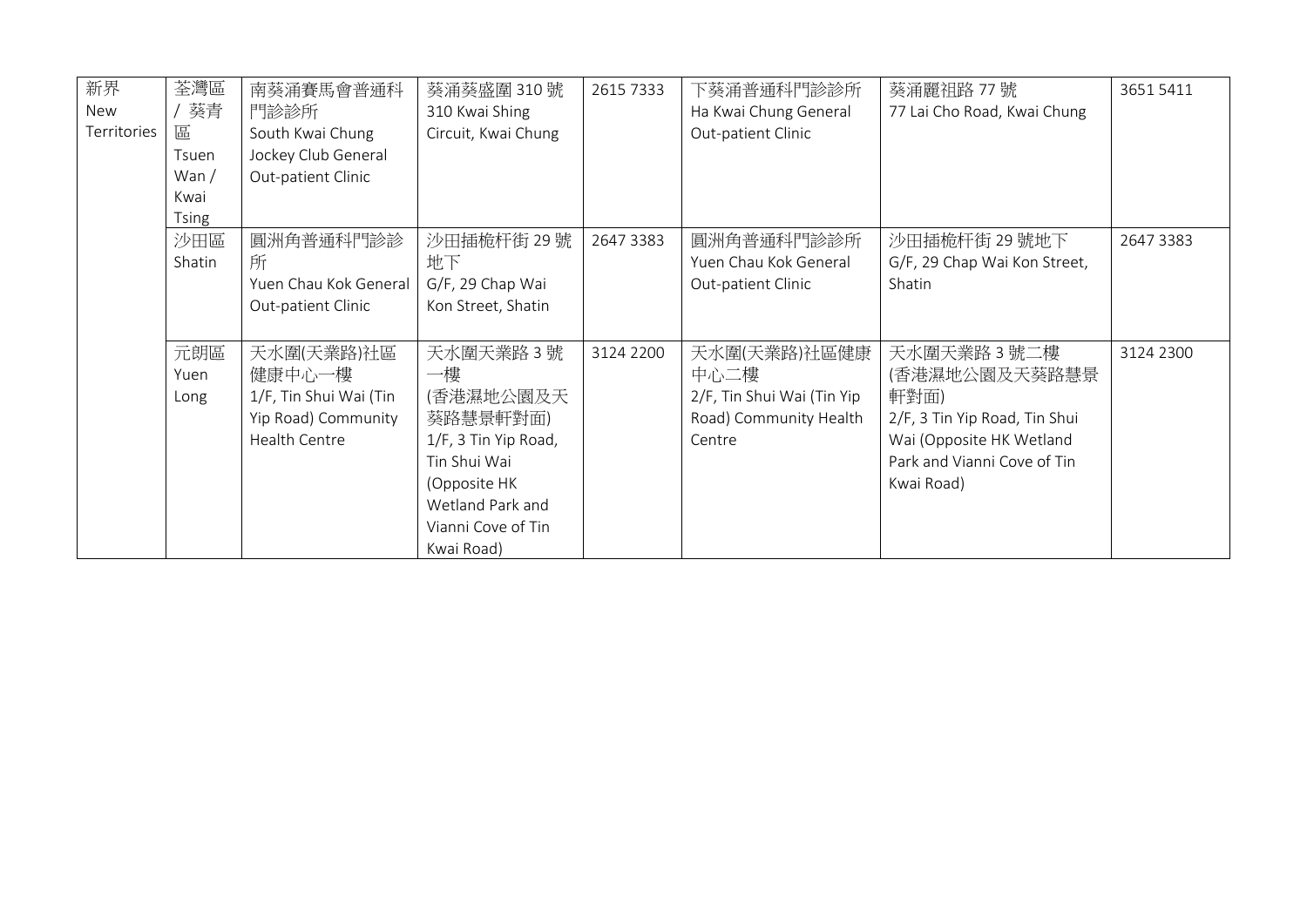| | | | | | | | |
|---|---|---|---|---|---|---|---|
| 新界 New Territories | 荃灣區 / 葵青區 Tsuen Wan / Kwai Tsing | 南葵涌賽馬會普通科門診診所 South Kwai Chung Jockey Club General Out-patient Clinic | 葵涌葵盛圍 310 號 310 Kwai Shing Circuit, Kwai Chung | 2615 7333 | 下葵涌普通科門診診所 Ha Kwai Chung General Out-patient Clinic | 葵涌麗祖路 77 號 77 Lai Cho Road, Kwai Chung | 3651 5411 |
| | 沙田區 Shatin | 圓洲角普通科門診診所 Yuen Chau Kok General Out-patient Clinic | 沙田插桅杆街 29 號地下 G/F, 29 Chap Wai Kon Street, Shatin | 2647 3383 | 圓洲角普通科門診診所 Yuen Chau Kok General Out-patient Clinic | 沙田插桅杆街 29 號地下 G/F, 29 Chap Wai Kon Street, Shatin | 2647 3383 |
| | 元朗區 Yuen Long | 天水圍(天業路)社區健康中心一樓 1/F, Tin Shui Wai (Tin Yip Road) Community Health Centre | 天水圍天業路 3 號一樓 (香港濕地公園及天葵路慧景軒對面) 1/F, 3 Tin Yip Road, Tin Shui Wai (Opposite HK Wetland Park and Vianni Cove of Tin Kwai Road) | 3124 2200 | 天水圍(天業路)社區健康中心二樓 2/F, Tin Shui Wai (Tin Yip Road) Community Health Centre | 天水圍天業路 3 號二樓 (香港濕地公園及天葵路慧景軒對面) 2/F, 3 Tin Yip Road, Tin Shui Wai (Opposite HK Wetland Park and Vianni Cove of Tin Kwai Road) | 3124 2300 |